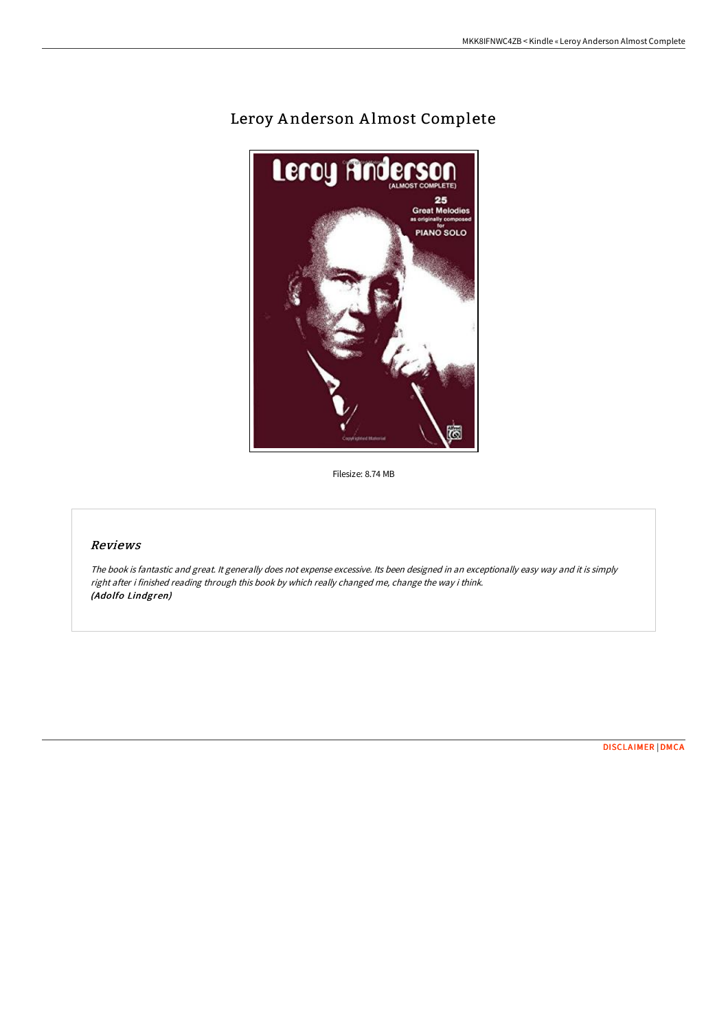# Leroy Anderson Almost Complete

Filesize: 8.74 MB

## *Reviews*

*The book is fantastic and great. It generally does not expense excessive. Its been designed in an exceptionally easy way and it is simply right after i finished reading through this book by which really changed me, change the way i think.*
***(Adolfo Lindgren)***

DISCLAIMER | DMCA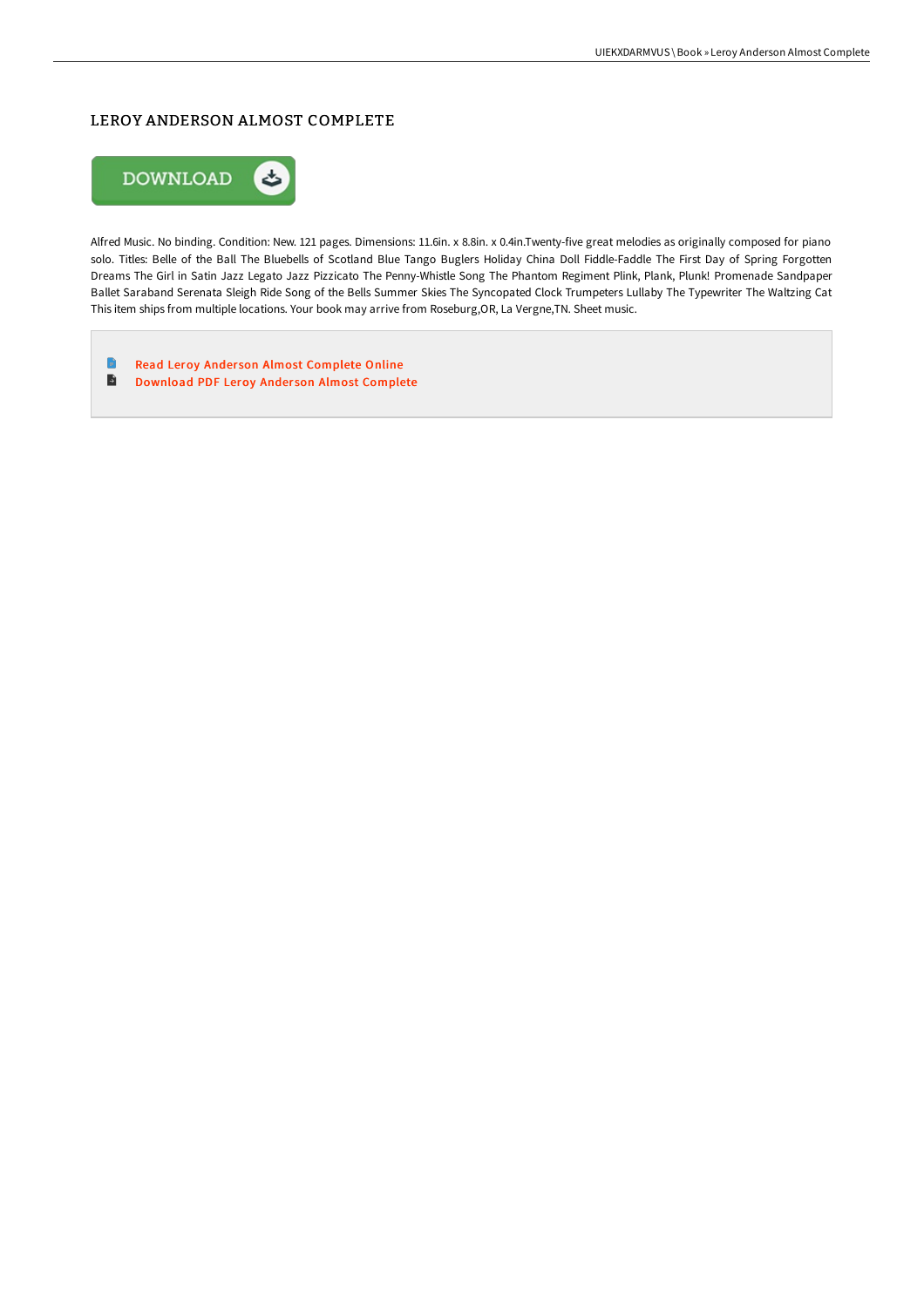# LEROY ANDERSON ALMOST COMPLETE

DOWNLOAD

Alfred Music. No binding. Condition: New. 121 pages. Dimensions: 11.6in. x 8.8in. x 0.4in.Twenty-five great melodies as originally composed for piano solo. Titles: Belle of the Ball The Bluebells of Scotland Blue Tango Buglers Holiday China Doll Fiddle-Faddle The First Day of Spring Forgotten Dreams The Girl in Satin Jazz Legato Jazz Pizzicato The Penny-Whistle Song The Phantom Regiment Plink, Plank, Plunk! Promenade Sandpaper Ballet Saraband Serenata Sleigh Ride Song of the Bells Summer Skies The Syncopated Clock Trumpeters Lullaby The Typewriter The Waltzing Cat This item ships from multiple locations. Your book may arrive from Roseburg,OR, La Vergne,TN. Sheet music.

- Read Leroy Anderson Almost Complete Online
- Download PDF Leroy Anderson Almost Complete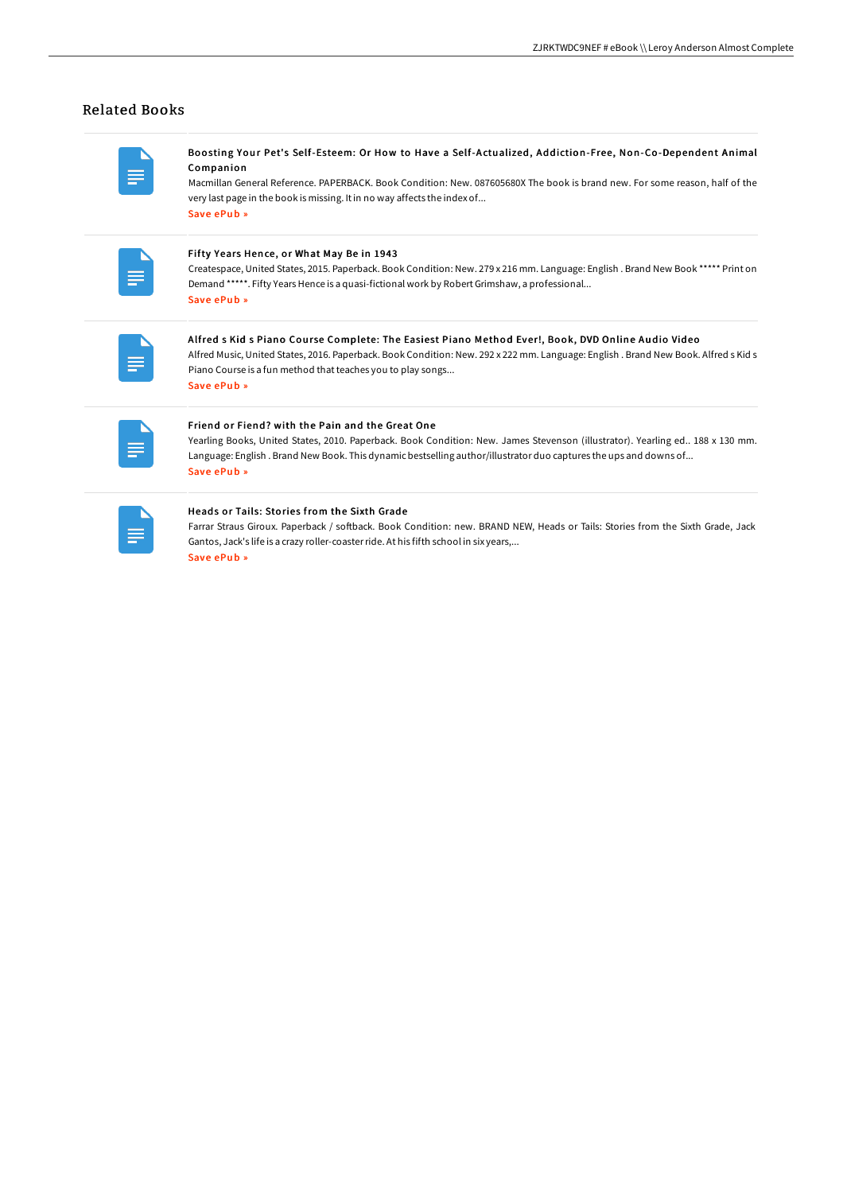## Related Books

### Boosting Your Pet's Self-Esteem: Or How to Have a Self-Actualized, Addiction-Free, Non-Co-Dependent Animal Companion

Macmillan General Reference. PAPERBACK. Book Condition: New. 087605680X The book is brand new. For some reason, half of the very last page in the book is missing. It in no way affects the index of...

Save ePub »

### Fifty Years Hence, or What May Be in 1943

Createspace, United States, 2015. Paperback. Book Condition: New. 279 x 216 mm. Language: English . Brand New Book ***** Print on Demand *****. Fifty Years Hence is a quasi-fictional work by Robert Grimshaw, a professional...

Save ePub »

### Alfred s Kid s Piano Course Complete: The Easiest Piano Method Ever!, Book, DVD Online Audio Video

Alfred Music, United States, 2016. Paperback. Book Condition: New. 292 x 222 mm. Language: English . Brand New Book. Alfred s Kid s Piano Course is a fun method that teaches you to play songs...

Save ePub »

### Friend or Fiend? with the Pain and the Great One

Yearling Books, United States, 2010. Paperback. Book Condition: New. James Stevenson (illustrator). Yearling ed.. 188 x 130 mm. Language: English . Brand New Book. This dynamic bestselling author/illustrator duo captures the ups and downs of...

Save ePub »

### Heads or Tails: Stories from the Sixth Grade

Farrar Straus Giroux. Paperback / softback. Book Condition: new. BRAND NEW, Heads or Tails: Stories from the Sixth Grade, Jack Gantos, Jack's life is a crazy roller-coaster ride. At his fifth school in six years,...

Save ePub »